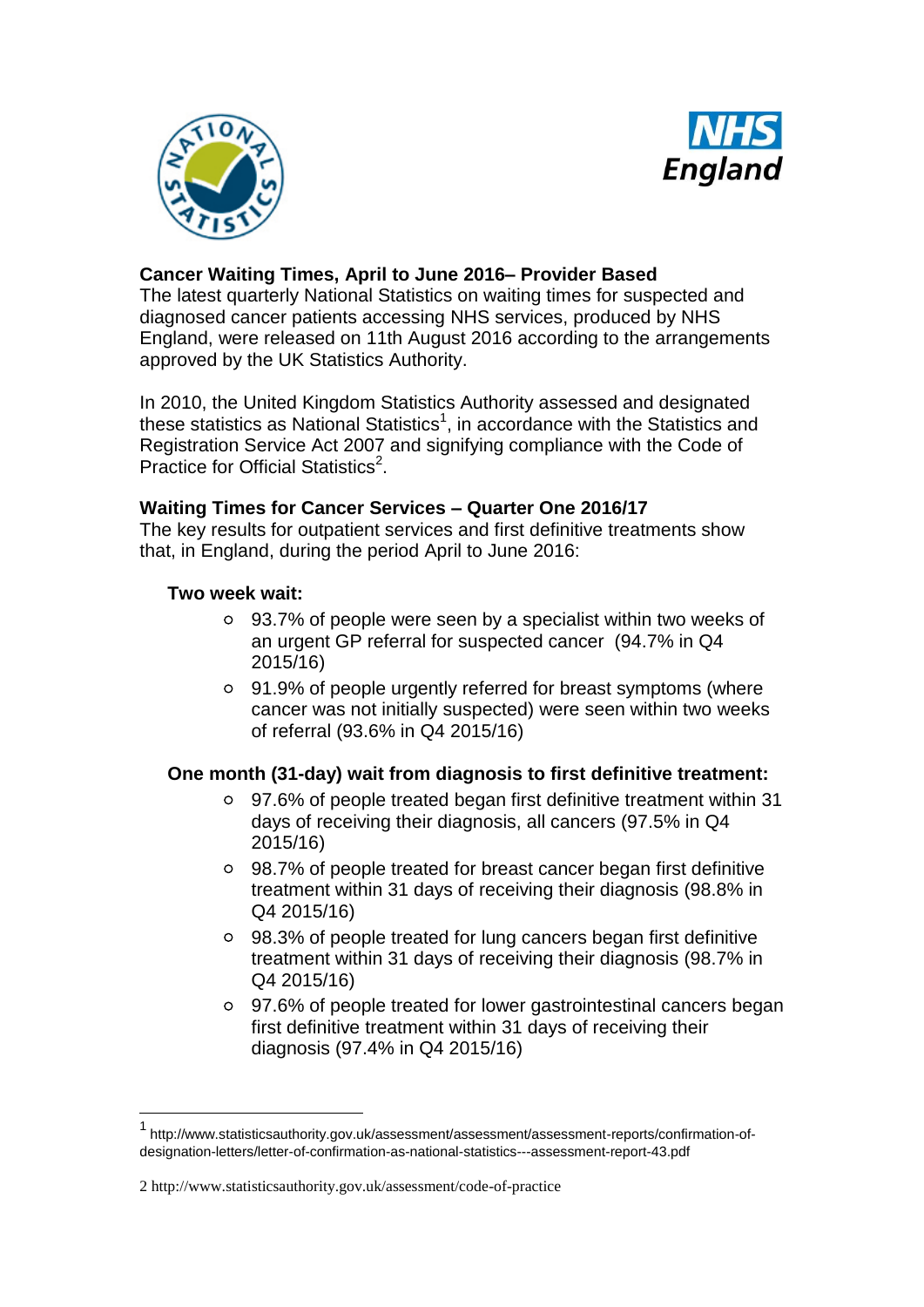## Cancer Waiting Times, April to June 2016– Provider Based

The latest quarterly National Statistics on waiting times for suspected and diagnosed cancer patients accessing NHS services, produced by NHS England, were released on 11th August 2016 according to the arrangements approved by the UK Statistics Authority.

In 2010, the United Kingdom Statistics Authority assessed and designated these statistics as National Statistics[1], in accordance with the Statistics and Registration Service Act 2007 and signifying compliance with the Code of Practice for Official Statistics[2].

## Waiting Times for Cancer Services – Quarter One 2016/17

The key results for outpatient services and first definitive treatments show that, in England, during the period April to June 2016:

### Two week wait:

- 93.7% of people were seen by a specialist within two weeks of an urgent GP referral for suspected cancer (94.7% in Q4 2015/16)
- 91.9% of people urgently referred for breast symptoms (where cancer was not initially suspected) were seen within two weeks of referral (93.6% in Q4 2015/16)

### One month (31-day) wait from diagnosis to first definitive treatment:

- 97.6% of people treated began first definitive treatment within 31 days of receiving their diagnosis, all cancers (97.5% in Q4 2015/16)
- 98.7% of people treated for breast cancer began first definitive treatment within 31 days of receiving their diagnosis (98.8% in Q4 2015/16)
- 98.3% of people treated for lung cancers began first definitive treatment within 31 days of receiving their diagnosis (98.7% in Q4 2015/16)
- 97.6% of people treated for lower gastrointestinal cancers began first definitive treatment within 31 days of receiving their diagnosis (97.4% in Q4 2015/16)

---

[1] http://www.statisticsauthority.gov.uk/assessment/assessment/assessment-reports/confirmation-of-designation-letters/letter-of-confirmation-as-national-statistics---assessment-report-43.pdf

[2] http://www.statisticsauthority.gov.uk/assessment/code-of-practice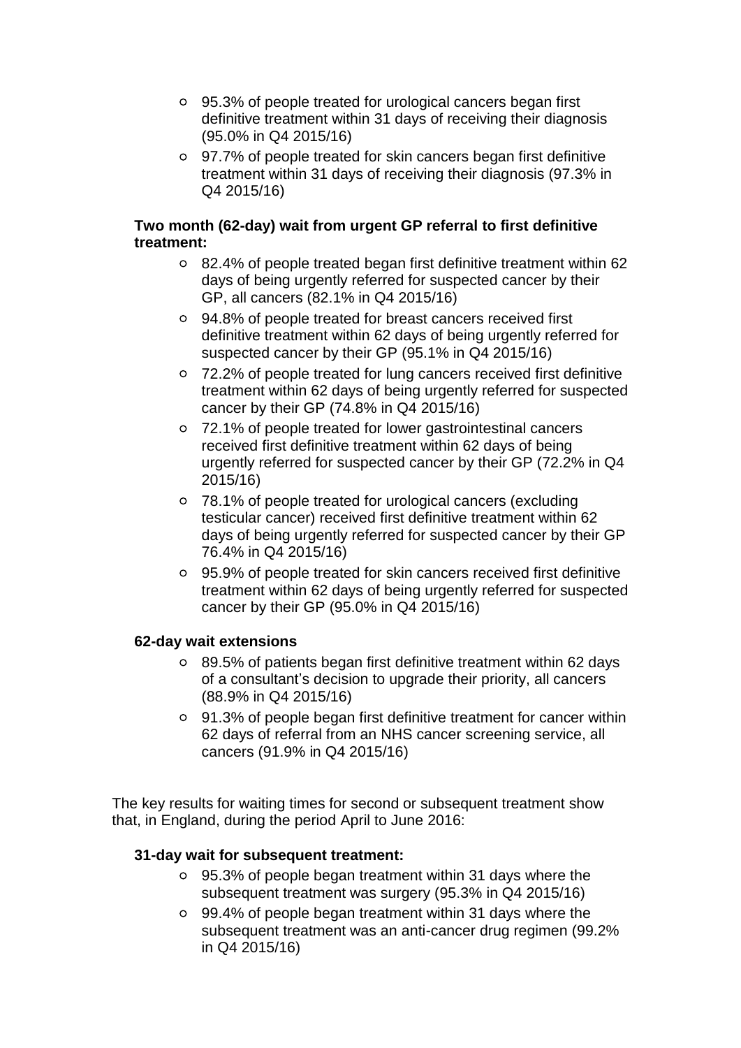- 95.3% of people treated for urological cancers began first definitive treatment within 31 days of receiving their diagnosis (95.0% in Q4 2015/16)
- 97.7% of people treated for skin cancers began first definitive treatment within 31 days of receiving their diagnosis (97.3% in Q4 2015/16)

**Two month (62-day) wait from urgent GP referral to first definitive treatment:**

- 82.4% of people treated began first definitive treatment within 62 days of being urgently referred for suspected cancer by their GP, all cancers (82.1% in Q4 2015/16)
- 94.8% of people treated for breast cancers received first definitive treatment within 62 days of being urgently referred for suspected cancer by their GP (95.1% in Q4 2015/16)
- 72.2% of people treated for lung cancers received first definitive treatment within 62 days of being urgently referred for suspected cancer by their GP (74.8% in Q4 2015/16)
- 72.1% of people treated for lower gastrointestinal cancers received first definitive treatment within 62 days of being urgently referred for suspected cancer by their GP (72.2% in Q4 2015/16)
- 78.1% of people treated for urological cancers (excluding testicular cancer) received first definitive treatment within 62 days of being urgently referred for suspected cancer by their GP 76.4% in Q4 2015/16)
- 95.9% of people treated for skin cancers received first definitive treatment within 62 days of being urgently referred for suspected cancer by their GP (95.0% in Q4 2015/16)

**62-day wait extensions**

- 89.5% of patients began first definitive treatment within 62 days of a consultant's decision to upgrade their priority, all cancers (88.9% in Q4 2015/16)
- 91.3% of people began first definitive treatment for cancer within 62 days of referral from an NHS cancer screening service, all cancers (91.9% in Q4 2015/16)

The key results for waiting times for second or subsequent treatment show that, in England, during the period April to June 2016:

**31-day wait for subsequent treatment:**

- 95.3% of people began treatment within 31 days where the subsequent treatment was surgery (95.3% in Q4 2015/16)
- 99.4% of people began treatment within 31 days where the subsequent treatment was an anti-cancer drug regimen (99.2% in Q4 2015/16)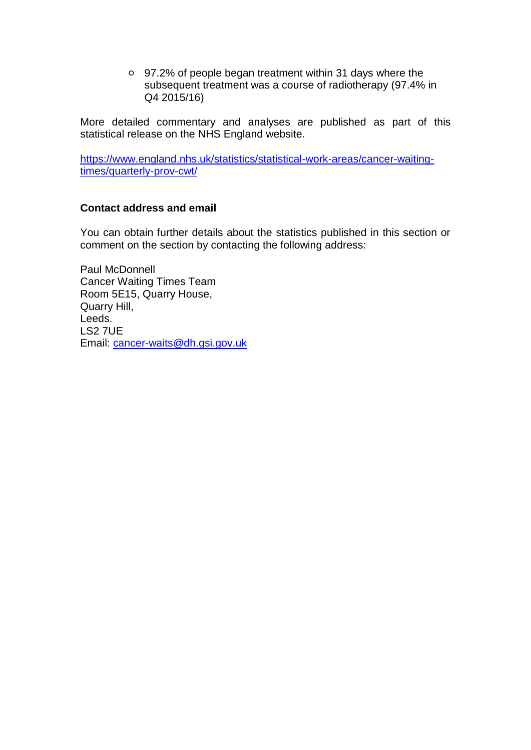- 97.2% of people began treatment within 31 days where the subsequent treatment was a course of radiotherapy (97.4% in Q4 2015/16)

More detailed commentary and analyses are published as part of this statistical release on the NHS England website.

https://www.england.nhs.uk/statistics/statistical-work-areas/cancer-waiting-times/quarterly-prov-cwt/

**Contact address and email**

You can obtain further details about the statistics published in this section or comment on the section by contacting the following address:

Paul McDonnell
Cancer Waiting Times Team
Room 5E15, Quarry House,
Quarry Hill,
Leeds.
LS2 7UE
Email: cancer-waits@dh.gsi.gov.uk